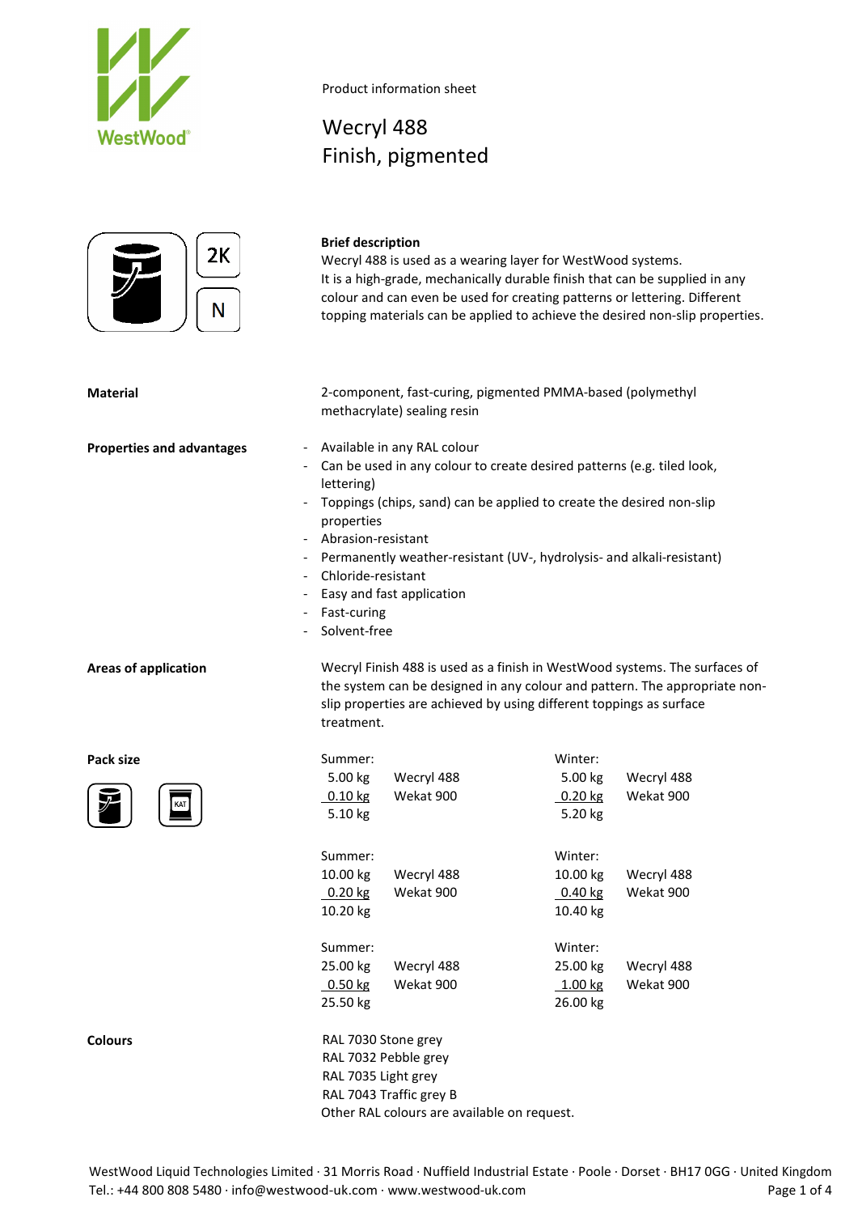Product information sheet

# Wecryl 488
## Finish, pigmented

2K

N

**Brief description**

Wecryl 488 is used as a wearing layer for WestWood systems.
It is a high-grade, mechanically durable finish that can be supplied in any colour and can even be used for creating patterns or lettering. Different topping materials can be applied to achieve the desired non-slip properties.

**Material**

2-component, fast-curing, pigmented PMMA-based (polymethyl methacrylate) sealing resin

**Properties and advantages**

- Available in any RAL colour
- Can be used in any colour to create desired patterns (e.g. tiled look, lettering)
- Toppings (chips, sand) can be applied to create the desired non-slip properties
- Abrasion-resistant
- Permanently weather-resistant (UV-, hydrolysis- and alkali-resistant)
- Chloride-resistant
- Easy and fast application
- Fast-curing
- Solvent-free

**Areas of application**

Wecryl Finish 488 is used as a finish in WestWood systems. The surfaces of the system can be designed in any colour and pattern. The appropriate non-slip properties are achieved by using different toppings as surface treatment.

**Pack size**

KAT

| Summer: | | Winter: | |
|---|---|---|---|
| 5.00 kg | Wecryl 488 | 5.00 kg | Wecryl 488 |
| 0.10 kg | Wekat 900 | 0.20 kg | Wekat 900 |
| 5.10 kg | | 5.20 kg | |
| Summer: | | Winter: | |
| 10.00 kg | Wecryl 488 | 10.00 kg | Wecryl 488 |
| 0.20 kg | Wekat 900 | 0.40 kg | Wekat 900 |
| 10.20 kg | | 10.40 kg | |
| Summer: | | Winter: | |
| 25.00 kg | Wecryl 488 | 25.00 kg | Wecryl 488 |
| 0.50 kg | Wekat 900 | 1.00 kg | Wekat 900 |
| 25.50 kg | | 26.00 kg | |

**Colours**

RAL 7030 Stone grey
RAL 7032 Pebble grey
RAL 7035 Light grey
RAL 7043 Traffic grey B
Other RAL colours are available on request.

WestWood Liquid Technologies Limited · 31 Morris Road · Nuffield Industrial Estate · Poole · Dorset · BH17 0GG · United Kingdom
Tel.: +44 800 808 5480 · info@westwood-uk.com · www.westwood-uk.com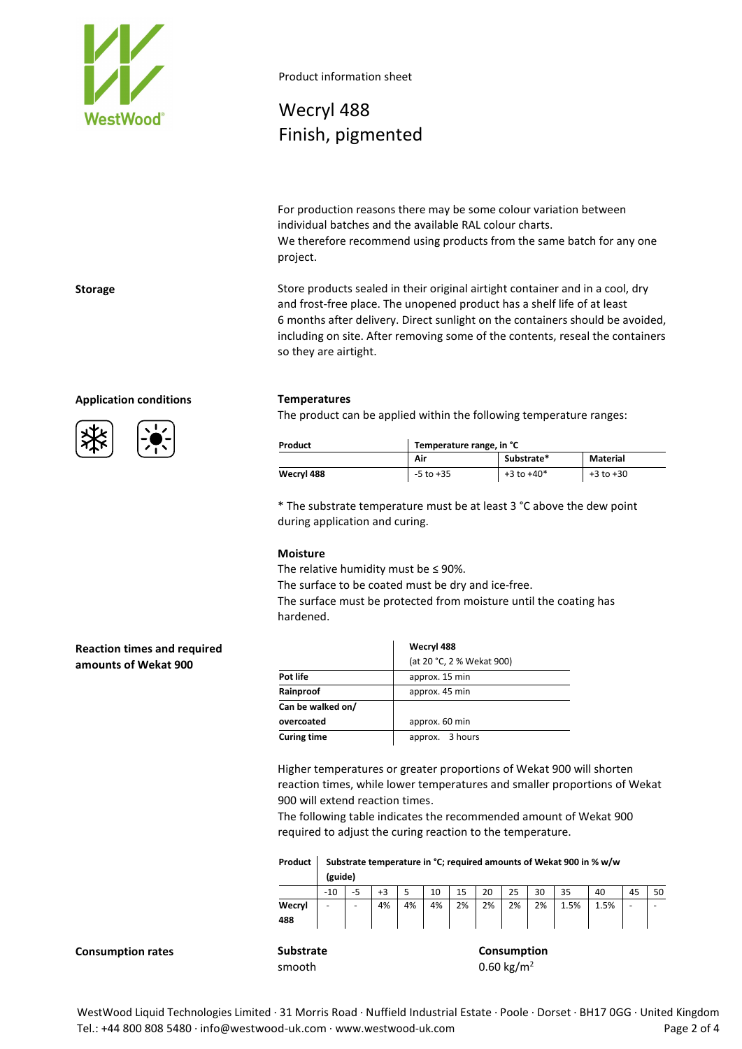Product information sheet

# Wecryl 488
# Finish, pigmented

For production reasons there may be some colour variation between individual batches and the available RAL colour charts.
We therefore recommend using products from the same batch for any one project.

**Storage**

Store products sealed in their original airtight container and in a cool, dry and frost-free place. The unopened product has a shelf life of at least 6 months after delivery. Direct sunlight on the containers should be avoided, including on site. After removing some of the contents, reseal the containers so they are airtight.

**Application conditions**

**Temperatures**

The product can be applied within the following temperature ranges:

| Product | Temperature range, in °C | | |
|---|---|---|---|
| | Air | Substrate* | Material |
| Wecryl 488 | -5 to +35 | +3 to +40* | +3 to +30 |

* The substrate temperature must be at least 3 °C above the dew point during application and curing.

**Moisture**

The relative humidity must be ≤ 90%.
The surface to be coated must be dry and ice-free.
The surface must be protected from moisture until the coating has hardened.

**Reaction times and required amounts of Wekat 900**

| | Wecryl 488 (at 20 °C, 2 % Wekat 900) |
|---|---|
| Pot life | approx. 15 min |
| Rainproof | approx. 45 min |
| Can be walked on/ overcoated | approx. 60 min |
| Curing time | approx. 3 hours |

Higher temperatures or greater proportions of Wekat 900 will shorten reaction times, while lower temperatures and smaller proportions of Wekat 900 will extend reaction times.
The following table indicates the recommended amount of Wekat 900 required to adjust the curing reaction to the temperature.

| Product | Substrate temperature in °C; required amounts of Wekat 900 in % w/w (guide) | | | | | | | | | | | | |
|---|---|---|---|---|---|---|---|---|---|---|---|---|---|
| | -10 | -5 | +3 | 5 | 10 | 15 | 20 | 25 | 30 | 35 | 40 | 45 | 50 |
| Wecryl 488 | - | - | 4% | 4% | 4% | 2% | 2% | 2% | 2% | 1.5% | 1.5% | - | - |

**Consumption rates**

| Substrate | Consumption |
|---|---|
| smooth | 0.60 kg/m² |

WestWood Liquid Technologies Limited · 31 Morris Road · Nuffield Industrial Estate · Poole · Dorset · BH17 0GG · United Kingdom
Tel.: +44 800 808 5480 · info@westwood-uk.com · www.westwood-uk.com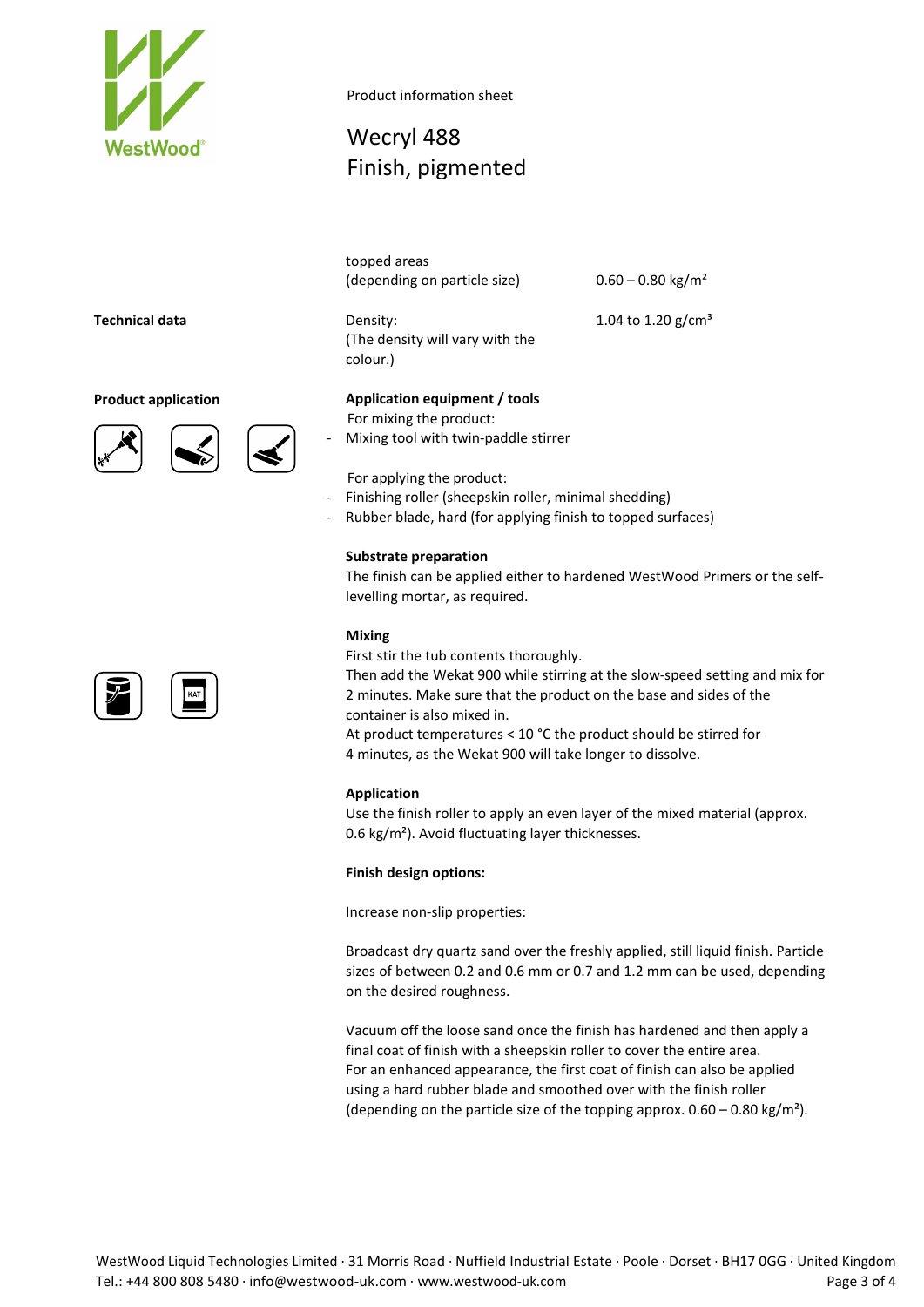| | | |
|---|---|---|
| | topped areas<br>(depending on particle size) | 0.60 – 0.80 kg/m² |
| **Technical data** | Density:<br>(The density will vary with the colour.) | 1.04 to 1.20 g/cm³ |

**Product application**

**Application equipment / tools**

For mixing the product:

- Mixing tool with twin-paddle stirrer

For applying the product:

- Finishing roller (sheepskin roller, minimal shedding)
- Rubber blade, hard (for applying finish to topped surfaces)

**Substrate preparation**

The finish can be applied either to hardened WestWood Primers or the self-levelling mortar, as required.

**Mixing**

First stir the tub contents thoroughly.
Then add the Wekat 900 while stirring at the slow-speed setting and mix for 2 minutes. Make sure that the product on the base and sides of the container is also mixed in.
At product temperatures < 10 °C the product should be stirred for 4 minutes, as the Wekat 900 will take longer to dissolve.

**Application**

Use the finish roller to apply an even layer of the mixed material (approx. 0.6 kg/m²). Avoid fluctuating layer thicknesses.

**Finish design options:**

Increase non-slip properties:

Broadcast dry quartz sand over the freshly applied, still liquid finish. Particle sizes of between 0.2 and 0.6 mm or 0.7 and 1.2 mm can be used, depending on the desired roughness.

Vacuum off the loose sand once the finish has hardened and then apply a final coat of finish with a sheepskin roller to cover the entire area.
For an enhanced appearance, the first coat of finish can also be applied using a hard rubber blade and smoothed over with the finish roller (depending on the particle size of the topping approx. 0.60 – 0.80 kg/m²).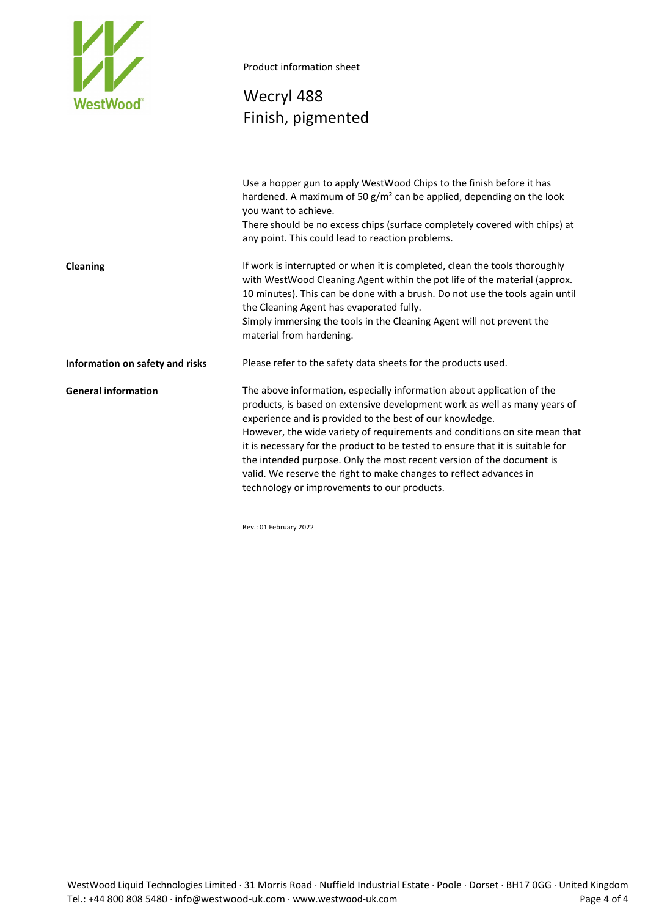Product information sheet

# Wecryl 488
## Finish, pigmented

Use a hopper gun to apply WestWood Chips to the finish before it has hardened. A maximum of 50 g/m² can be applied, depending on the look you want to achieve.
There should be no excess chips (surface completely covered with chips) at any point. This could lead to reaction problems.

**Cleaning**

If work is interrupted or when it is completed, clean the tools thoroughly with WestWood Cleaning Agent within the pot life of the material (approx. 10 minutes). This can be done with a brush. Do not use the tools again until the Cleaning Agent has evaporated fully.
Simply immersing the tools in the Cleaning Agent will not prevent the material from hardening.

**Information on safety and risks**

Please refer to the safety data sheets for the products used.

**General information**

The above information, especially information about application of the products, is based on extensive development work as well as many years of experience and is provided to the best of our knowledge.
However, the wide variety of requirements and conditions on site mean that it is necessary for the product to be tested to ensure that it is suitable for the intended purpose. Only the most recent version of the document is valid. We reserve the right to make changes to reflect advances in technology or improvements to our products.

Rev.: 01 February 2022

WestWood Liquid Technologies Limited · 31 Morris Road · Nuffield Industrial Estate · Poole · Dorset · BH17 0GG · United Kingdom
Tel.: +44 800 808 5480 · info@westwood-uk.com · www.westwood-uk.com